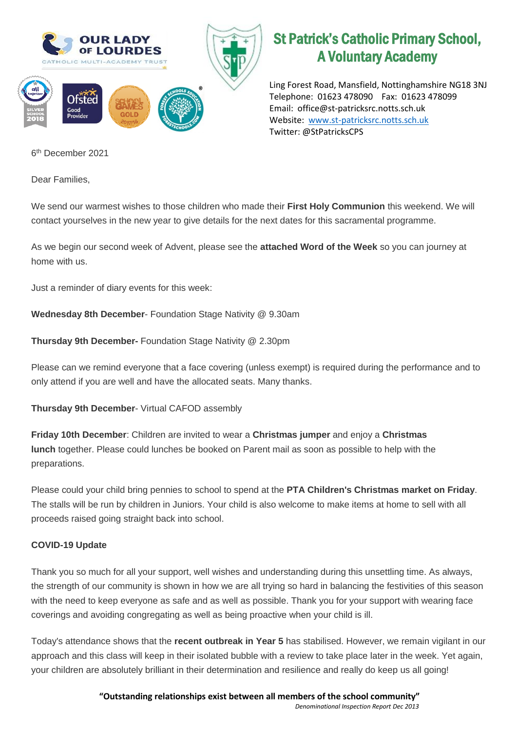**OUR LADY OF LOURDES**
CATHOLIC MULTI-ACADEMY TRUST

# St Patrick's Catholic Primary School, A Voluntary Academy

Ling Forest Road, Mansfield, Nottinghamshire NG18 3NJ
Telephone: 01623 478090 Fax: 01623 478099
Email: office@st-patricksrc.notts.sch.uk
Website: www.st-patricksrc.notts.sch.uk
Twitter: @StPatricksCPS

6th December 2021

Dear Families,

We send our warmest wishes to those children who made their **First Holy Communion** this weekend. We will contact yourselves in the new year to give details for the next dates for this sacramental programme.

As we begin our second week of Advent, please see the **attached Word of the Week** so you can journey at home with us.

Just a reminder of diary events for this week:

**Wednesday 8th December**- Foundation Stage Nativity @ 9.30am

**Thursday 9th December-** Foundation Stage Nativity @ 2.30pm

Please can we remind everyone that a face covering (unless exempt) is required during the performance and to only attend if you are well and have the allocated seats. Many thanks.

**Thursday 9th December**- Virtual CAFOD assembly

**Friday 10th December**: Children are invited to wear a **Christmas jumper** and enjoy a **Christmas lunch** together. Please could lunches be booked on Parent mail as soon as possible to help with the preparations.

Please could your child bring pennies to school to spend at the **PTA Children's Christmas market on Friday**. The stalls will be run by children in Juniors. Your child is also welcome to make items at home to sell with all proceeds raised going straight back into school.

**COVID-19 Update**

Thank you so much for all your support, well wishes and understanding during this unsettling time. As always, the strength of our community is shown in how we are all trying so hard in balancing the festivities of this season with the need to keep everyone as safe and as well as possible. Thank you for your support with wearing face coverings and avoiding congregating as well as being proactive when your child is ill.

Today's attendance shows that the **recent outbreak in Year 5** has stabilised. However, we remain vigilant in our approach and this class will keep in their isolated bubble with a review to take place later in the week. Yet again, your children are absolutely brilliant in their determination and resilience and really do keep us all going!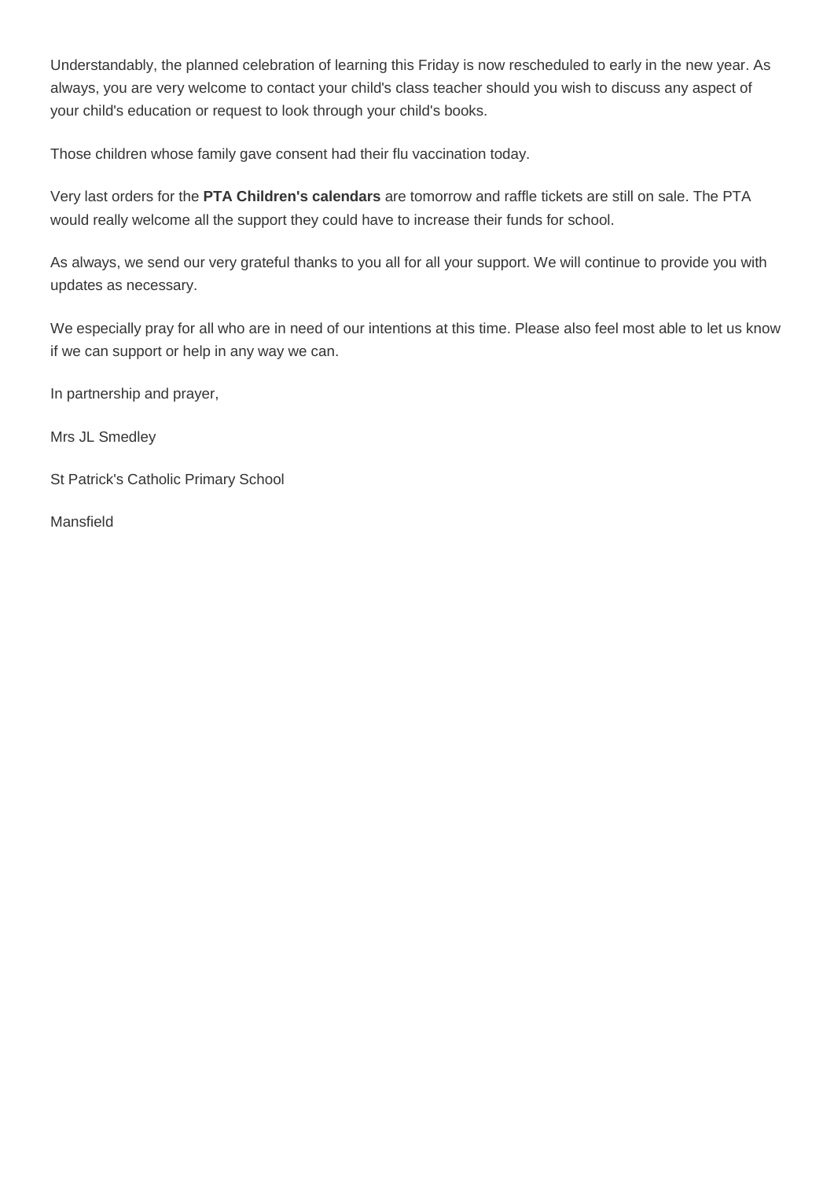Understandably, the planned celebration of learning this Friday is now rescheduled to early in the new year. As always, you are very welcome to contact your child's class teacher should you wish to discuss any aspect of your child's education or request to look through your child's books.

Those children whose family gave consent had their flu vaccination today.

Very last orders for the **PTA Children's calendars** are tomorrow and raffle tickets are still on sale. The PTA would really welcome all the support they could have to increase their funds for school.

As always, we send our very grateful thanks to you all for all your support. We will continue to provide you with updates as necessary.

We especially pray for all who are in need of our intentions at this time. Please also feel most able to let us know if we can support or help in any way we can.

In partnership and prayer,

Mrs JL Smedley

St Patrick's Catholic Primary School

Mansfield